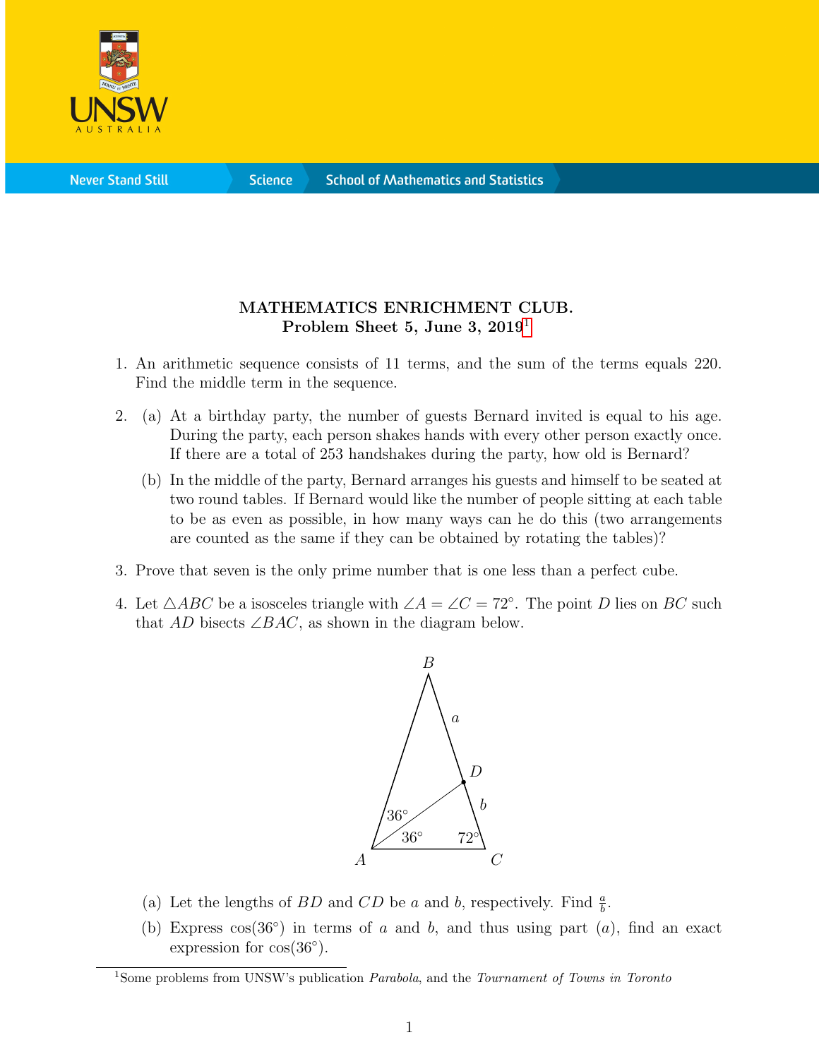# MATHEMATICS ENRICHMENT CLUB.

## Problem Sheet 5, June 3, 2019[1]

1. An arithmetic sequence consists of 11 terms, and the sum of the terms equals 220. Find the middle term in the sequence.

2. (a) At a birthday party, the number of guests Bernard invited is equal to his age. During the party, each person shakes hands with every other person exactly once. If there are a total of 253 handshakes during the party, how old is Bernard?

   (b) In the middle of the party, Bernard arranges his guests and himself to be seated at two round tables. If Bernard would like the number of people sitting at each table to be as even as possible, in how many ways can he do this (two arrangements are counted as the same if they can be obtained by rotating the tables)?

3. Prove that seven is the only prime number that is one less than a perfect cube.

4. Let $\triangle ABC$ be a isosceles triangle with $\angle A = \angle C = 72^\circ$. The point $D$ lies on $BC$ such that $AD$ bisects $\angle BAC$, as shown in the diagram below.

   (a) Let the lengths of $BD$ and $CD$ be $a$ and $b$, respectively. Find $\frac{a}{b}$.

   (b) Express $\cos(36^\circ)$ in terms of $a$ and $b$, and thus using part $(a)$, find an exact expression for $\cos(36^\circ)$.

[1] Some problems from UNSW's publication *Parabola*, and the *Tournament of Towns in Toronto*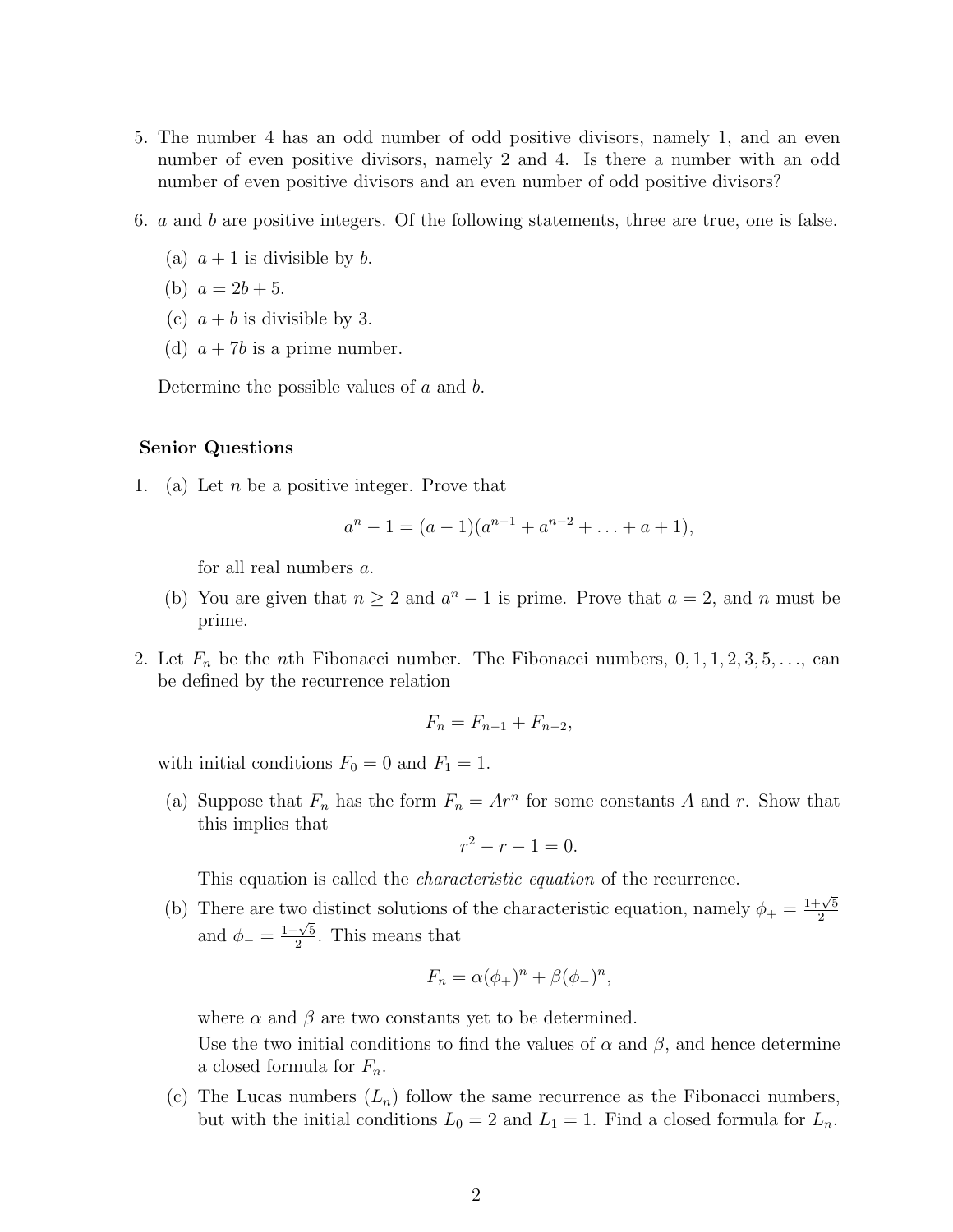5. The number 4 has an odd number of odd positive divisors, namely 1, and an even number of even positive divisors, namely 2 and 4. Is there a number with an odd number of even positive divisors and an even number of odd positive divisors?

6. $a$ and $b$ are positive integers. Of the following statements, three are true, one is false.

   (a) $a + 1$ is divisible by $b$.

   (b) $a = 2b + 5$.

   (c) $a + b$ is divisible by 3.

   (d) $a + 7b$ is a prime number.

   Determine the possible values of $a$ and $b$.

### Senior Questions

1. (a) Let $n$ be a positive integer. Prove that

$$a^n - 1 = (a - 1)(a^{n-1} + a^{n-2} + \ldots + a + 1),$$

   for all real numbers $a$.

   (b) You are given that $n \geq 2$ and $a^n - 1$ is prime. Prove that $a = 2$, and $n$ must be prime.

2. Let $F_n$ be the $n$th Fibonacci number. The Fibonacci numbers, $0, 1, 1, 2, 3, 5, \ldots$, can be defined by the recurrence relation

$$F_n = F_{n-1} + F_{n-2},$$

   with initial conditions $F_0 = 0$ and $F_1 = 1$.

   (a) Suppose that $F_n$ has the form $F_n = Ar^n$ for some constants $A$ and $r$. Show that this implies that

$$r^2 - r - 1 = 0.$$

   This equation is called the *characteristic equation* of the recurrence.

   (b) There are two distinct solutions of the characteristic equation, namely $\phi_+ = \frac{1+\sqrt{5}}{2}$ and $\phi_- = \frac{1-\sqrt{5}}{2}$. This means that

$$F_n = \alpha(\phi_+)^n + \beta(\phi_-)^n,$$

   where $\alpha$ and $\beta$ are two constants yet to be determined.

   Use the two initial conditions to find the values of $\alpha$ and $\beta$, and hence determine a closed formula for $F_n$.

   (c) The Lucas numbers ($L_n$) follow the same recurrence as the Fibonacci numbers, but with the initial conditions $L_0 = 2$ and $L_1 = 1$. Find a closed formula for $L_n$.